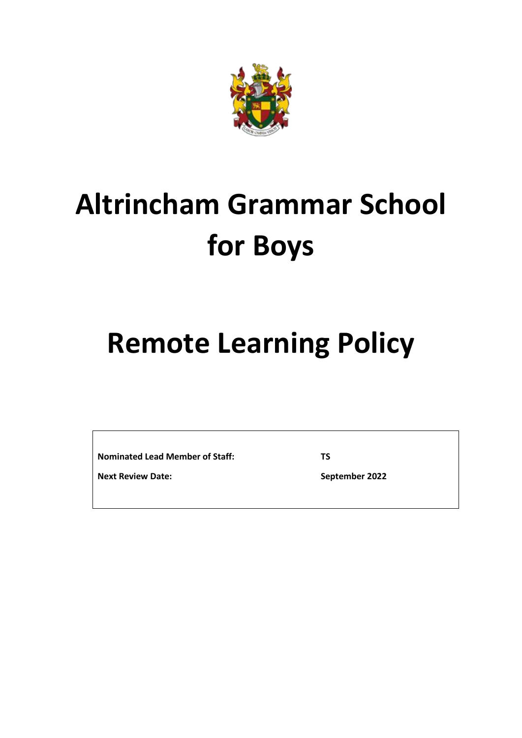# Altrincham Grammar School for Boys

# Remote Learning Policy

| | |
|---|---|
| **Nominated Lead Member of Staff:** | **TS** |
| **Next Review Date:** | **September 2022** |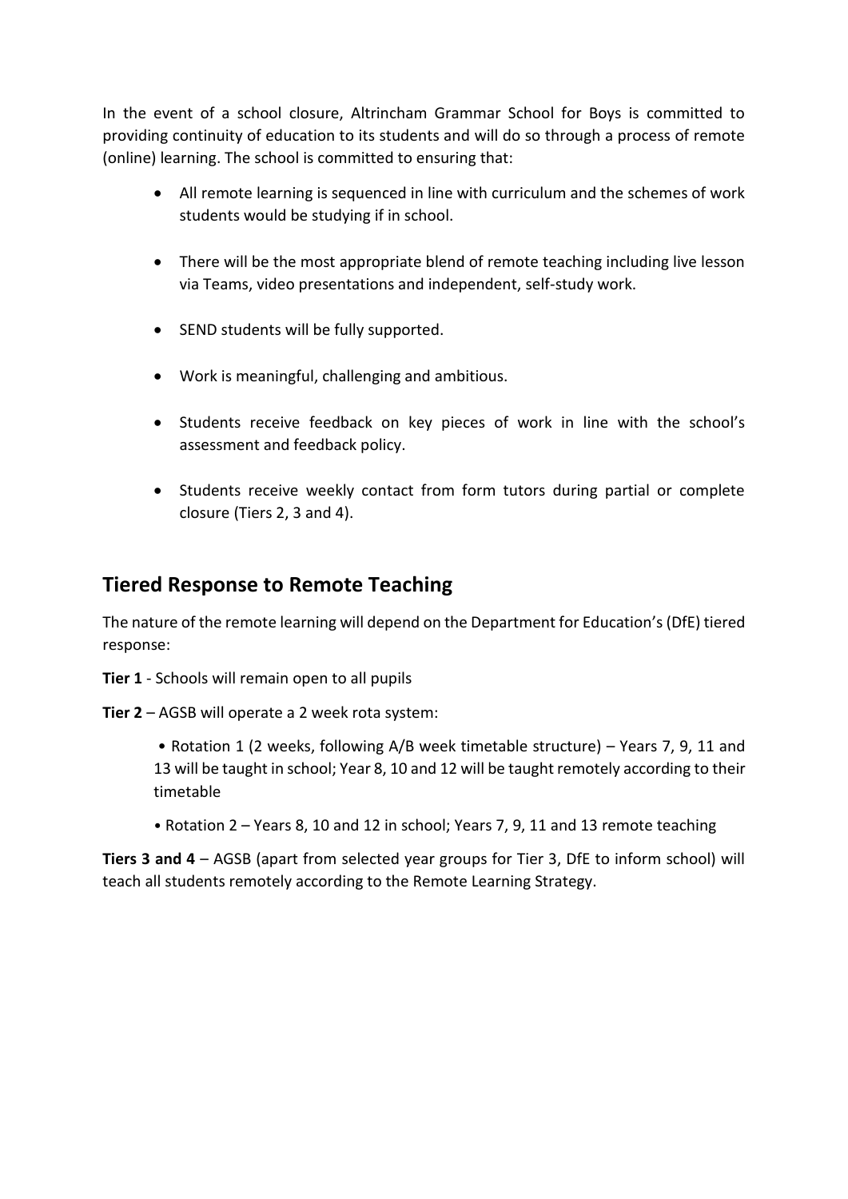In the event of a school closure, Altrincham Grammar School for Boys is committed to providing continuity of education to its students and will do so through a process of remote (online) learning. The school is committed to ensuring that:

- All remote learning is sequenced in line with curriculum and the schemes of work students would be studying if in school.
- There will be the most appropriate blend of remote teaching including live lesson via Teams, video presentations and independent, self-study work.
- SEND students will be fully supported.
- Work is meaningful, challenging and ambitious.
- Students receive feedback on key pieces of work in line with the school's assessment and feedback policy.
- Students receive weekly contact from form tutors during partial or complete closure (Tiers 2, 3 and 4).

## Tiered Response to Remote Teaching

The nature of the remote learning will depend on the Department for Education's (DfE) tiered response:

**Tier 1** - Schools will remain open to all pupils

**Tier 2** – AGSB will operate a 2 week rota system:

• Rotation 1 (2 weeks, following A/B week timetable structure) – Years 7, 9, 11 and 13 will be taught in school; Year 8, 10 and 12 will be taught remotely according to their timetable

• Rotation 2 – Years 8, 10 and 12 in school; Years 7, 9, 11 and 13 remote teaching

**Tiers 3 and 4** – AGSB (apart from selected year groups for Tier 3, DfE to inform school) will teach all students remotely according to the Remote Learning Strategy.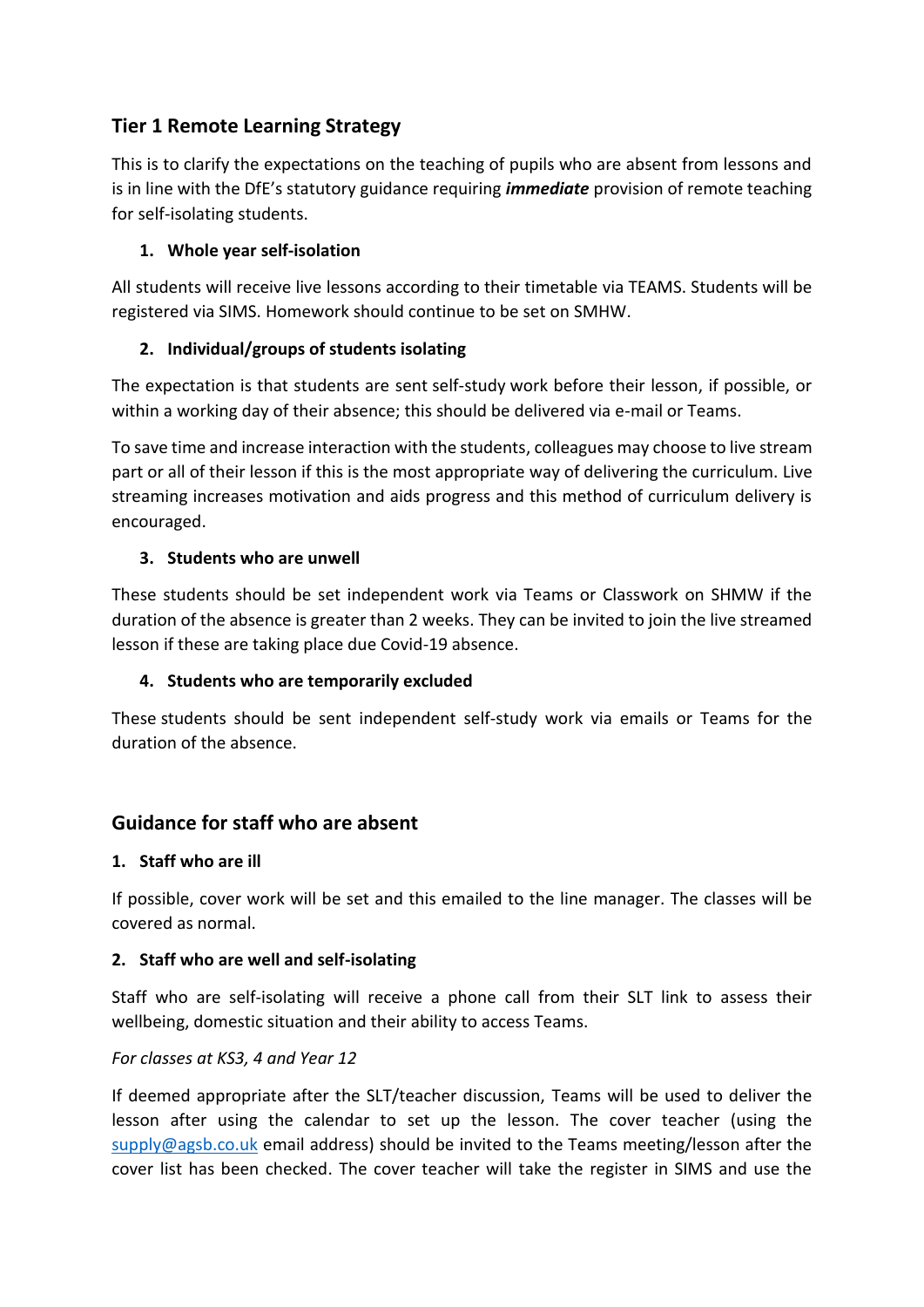## Tier 1 Remote Learning Strategy

This is to clarify the expectations on the teaching of pupils who are absent from lessons and is in line with the DfE's statutory guidance requiring ***immediate*** provision of remote teaching for self-isolating students.

1. **Whole year self-isolation**

All students will receive live lessons according to their timetable via TEAMS. Students will be registered via SIMS. Homework should continue to be set on SMHW.

2. **Individual/groups of students isolating**

The expectation is that students are sent self-study work before their lesson, if possible, or within a working day of their absence; this should be delivered via e-mail or Teams.

To save time and increase interaction with the students, colleagues may choose to live stream part or all of their lesson if this is the most appropriate way of delivering the curriculum. Live streaming increases motivation and aids progress and this method of curriculum delivery is encouraged.

3. **Students who are unwell**

These students should be set independent work via Teams or Classwork on SHMW if the duration of the absence is greater than 2 weeks. They can be invited to join the live streamed lesson if these are taking place due Covid-19 absence.

4. **Students who are temporarily excluded**

These students should be sent independent self-study work via emails or Teams for the duration of the absence.

## Guidance for staff who are absent

**1. Staff who are ill**

If possible, cover work will be set and this emailed to the line manager. The classes will be covered as normal.

**2. Staff who are well and self-isolating**

Staff who are self-isolating will receive a phone call from their SLT link to assess their wellbeing, domestic situation and their ability to access Teams.

*For classes at KS3, 4 and Year 12*

If deemed appropriate after the SLT/teacher discussion, Teams will be used to deliver the lesson after using the calendar to set up the lesson. The cover teacher (using the supply@agsb.co.uk email address) should be invited to the Teams meeting/lesson after the cover list has been checked. The cover teacher will take the register in SIMS and use the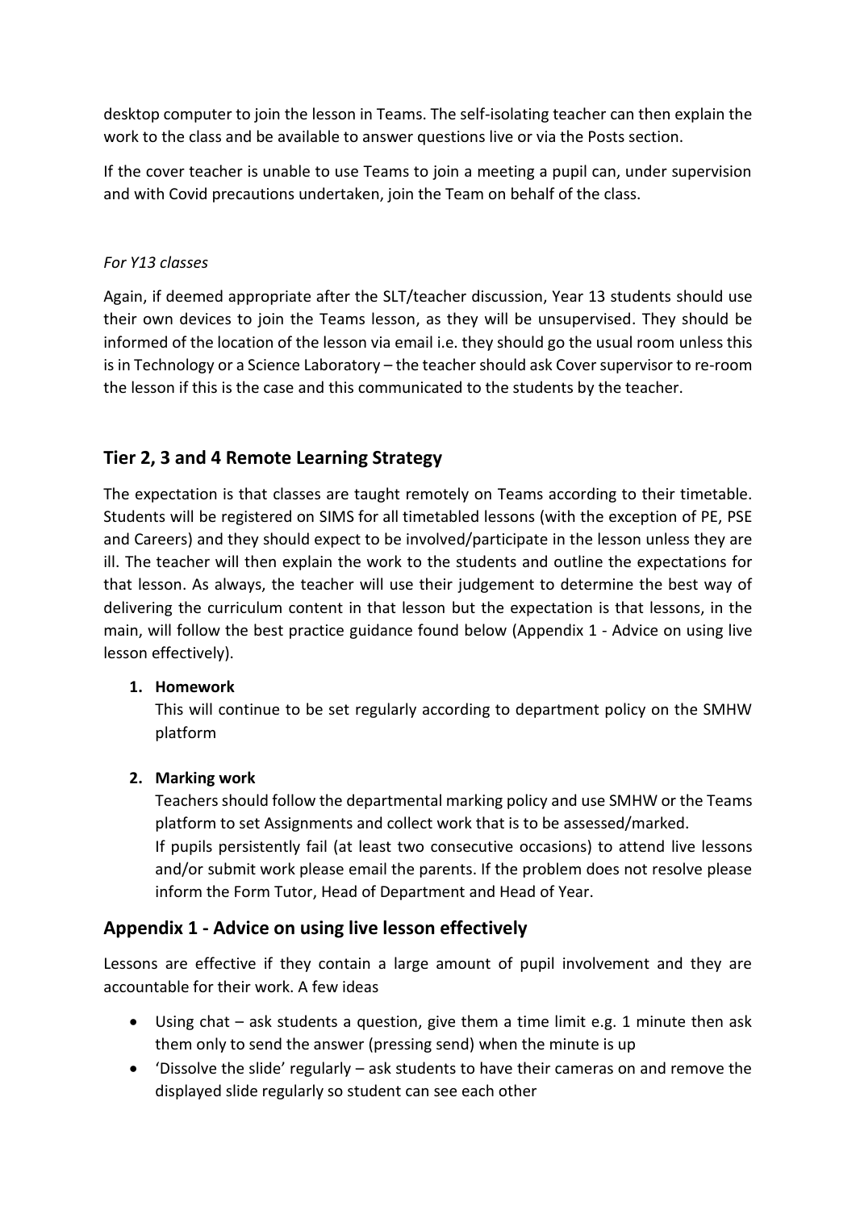desktop computer to join the lesson in Teams. The self-isolating teacher can then explain the work to the class and be available to answer questions live or via the Posts section.

If the cover teacher is unable to use Teams to join a meeting a pupil can, under supervision and with Covid precautions undertaken, join the Team on behalf of the class.

*For Y13 classes*

Again, if deemed appropriate after the SLT/teacher discussion, Year 13 students should use their own devices to join the Teams lesson, as they will be unsupervised. They should be informed of the location of the lesson via email i.e. they should go the usual room unless this is in Technology or a Science Laboratory – the teacher should ask Cover supervisor to re-room the lesson if this is the case and this communicated to the students by the teacher.

## Tier 2, 3 and 4 Remote Learning Strategy

The expectation is that classes are taught remotely on Teams according to their timetable. Students will be registered on SIMS for all timetabled lessons (with the exception of PE, PSE and Careers) and they should expect to be involved/participate in the lesson unless they are ill. The teacher will then explain the work to the students and outline the expectations for that lesson. As always, the teacher will use their judgement to determine the best way of delivering the curriculum content in that lesson but the expectation is that lessons, in the main, will follow the best practice guidance found below (Appendix 1 - Advice on using live lesson effectively).

1. **Homework**

   This will continue to be set regularly according to department policy on the SMHW platform

2. **Marking work**

   Teachers should follow the departmental marking policy and use SMHW or the Teams platform to set Assignments and collect work that is to be assessed/marked.
   If pupils persistently fail (at least two consecutive occasions) to attend live lessons and/or submit work please email the parents. If the problem does not resolve please inform the Form Tutor, Head of Department and Head of Year.

## Appendix 1 - Advice on using live lesson effectively

Lessons are effective if they contain a large amount of pupil involvement and they are accountable for their work. A few ideas

- Using chat – ask students a question, give them a time limit e.g. 1 minute then ask them only to send the answer (pressing send) when the minute is up
- 'Dissolve the slide' regularly – ask students to have their cameras on and remove the displayed slide regularly so student can see each other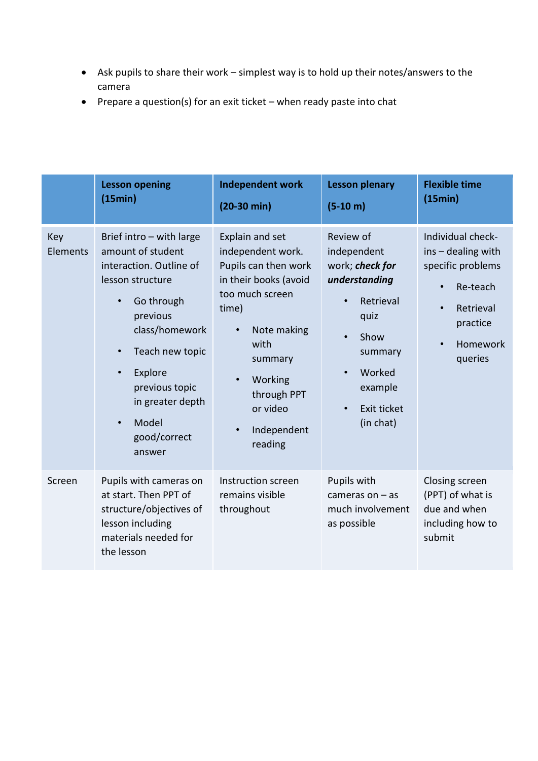- Ask pupils to share their work – simplest way is to hold up their notes/answers to the camera
- Prepare a question(s) for an exit ticket – when ready paste into chat

| | **Lesson opening (15min)** | **Independent work (20-30 min)** | **Lesson plenary (5-10 m)** | **Flexible time (15min)** |
|---|---|---|---|---|
| Key Elements | Brief intro – with large amount of student interaction. Outline of lesson structure<br>• Go through previous class/homework<br>• Teach new topic<br>• Explore previous topic in greater depth<br>• Model good/correct answer | Explain and set independent work. Pupils can then work in their books (avoid too much screen time)<br>• Note making with summary<br>• Working through PPT or video<br>• Independent reading | Review of independent work; ***check for understanding***<br>• Retrieval quiz<br>• Show summary<br>• Worked example<br>• Exit ticket (in chat) | Individual check-ins – dealing with specific problems<br>• Re-teach<br>• Retrieval practice<br>• Homework queries |
| Screen | Pupils with cameras on at start. Then PPT of structure/objectives of lesson including materials needed for the lesson | Instruction screen remains visible throughout | Pupils with cameras on – as much involvement as possible | Closing screen (PPT) of what is due and when including how to submit |